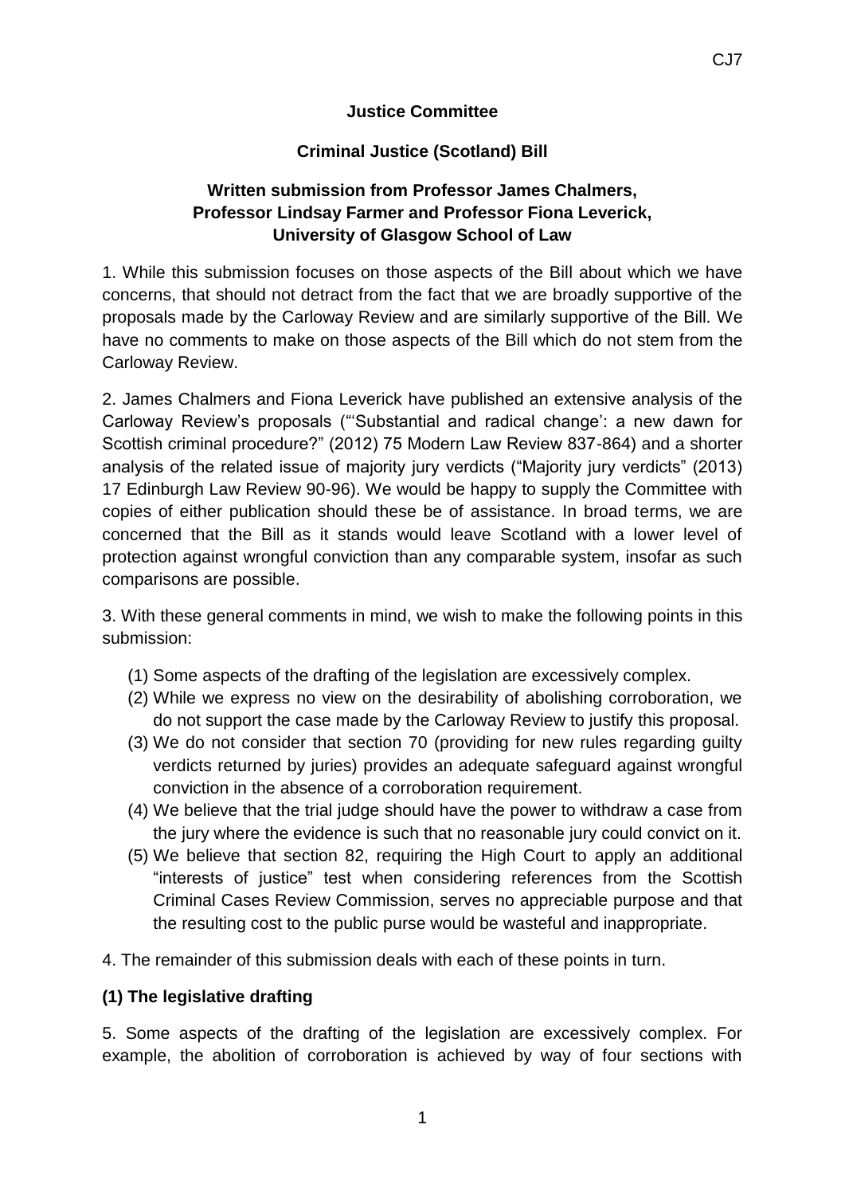**Justice Committee**

**Criminal Justice (Scotland) Bill**

**Written submission from Professor James Chalmers, Professor Lindsay Farmer and Professor Fiona Leverick, University of Glasgow School of Law**

1. While this submission focuses on those aspects of the Bill about which we have concerns, that should not detract from the fact that we are broadly supportive of the proposals made by the Carloway Review and are similarly supportive of the Bill. We have no comments to make on those aspects of the Bill which do not stem from the Carloway Review.

2. James Chalmers and Fiona Leverick have published an extensive analysis of the Carloway Review's proposals ("'Substantial and radical change': a new dawn for Scottish criminal procedure?" (2012) 75 Modern Law Review 837-864) and a shorter analysis of the related issue of majority jury verdicts ("Majority jury verdicts" (2013) 17 Edinburgh Law Review 90-96). We would be happy to supply the Committee with copies of either publication should these be of assistance. In broad terms, we are concerned that the Bill as it stands would leave Scotland with a lower level of protection against wrongful conviction than any comparable system, insofar as such comparisons are possible.

3. With these general comments in mind, we wish to make the following points in this submission:

(1) Some aspects of the drafting of the legislation are excessively complex.
(2) While we express no view on the desirability of abolishing corroboration, we do not support the case made by the Carloway Review to justify this proposal.
(3) We do not consider that section 70 (providing for new rules regarding guilty verdicts returned by juries) provides an adequate safeguard against wrongful conviction in the absence of a corroboration requirement.
(4) We believe that the trial judge should have the power to withdraw a case from the jury where the evidence is such that no reasonable jury could convict on it.
(5) We believe that section 82, requiring the High Court to apply an additional "interests of justice" test when considering references from the Scottish Criminal Cases Review Commission, serves no appreciable purpose and that the resulting cost to the public purse would be wasteful and inappropriate.

4. The remainder of this submission deals with each of these points in turn.

**(1) The legislative drafting**

5. Some aspects of the drafting of the legislation are excessively complex. For example, the abolition of corroboration is achieved by way of four sections with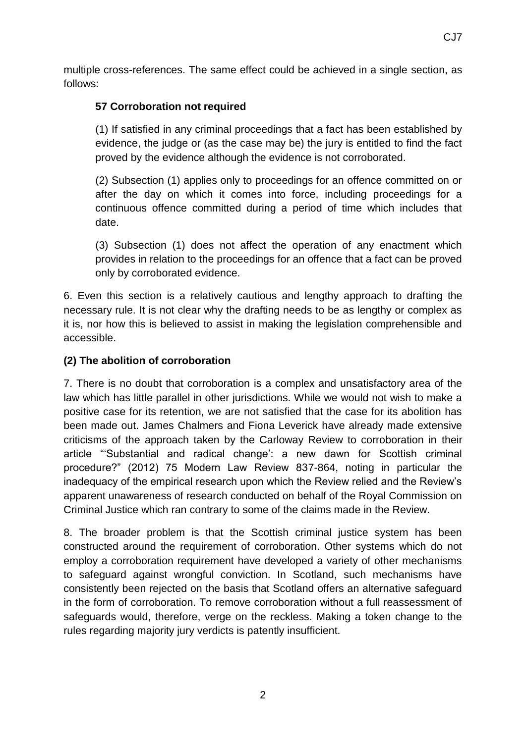multiple cross-references. The same effect could be achieved in a single section, as follows:

> **57 Corroboration not required**
>
> (1) If satisfied in any criminal proceedings that a fact has been established by evidence, the judge or (as the case may be) the jury is entitled to find the fact proved by the evidence although the evidence is not corroborated.
>
> (2) Subsection (1) applies only to proceedings for an offence committed on or after the day on which it comes into force, including proceedings for a continuous offence committed during a period of time which includes that date.
>
> (3) Subsection (1) does not affect the operation of any enactment which provides in relation to the proceedings for an offence that a fact can be proved only by corroborated evidence.

6. Even this section is a relatively cautious and lengthy approach to drafting the necessary rule. It is not clear why the drafting needs to be as lengthy or complex as it is, nor how this is believed to assist in making the legislation comprehensible and accessible.

### (2) The abolition of corroboration

7. There is no doubt that corroboration is a complex and unsatisfactory area of the law which has little parallel in other jurisdictions. While we would not wish to make a positive case for its retention, we are not satisfied that the case for its abolition has been made out. James Chalmers and Fiona Leverick have already made extensive criticisms of the approach taken by the Carloway Review to corroboration in their article "'Substantial and radical change': a new dawn for Scottish criminal procedure?" (2012) 75 Modern Law Review 837-864, noting in particular the inadequacy of the empirical research upon which the Review relied and the Review's apparent unawareness of research conducted on behalf of the Royal Commission on Criminal Justice which ran contrary to some of the claims made in the Review.

8. The broader problem is that the Scottish criminal justice system has been constructed around the requirement of corroboration. Other systems which do not employ a corroboration requirement have developed a variety of other mechanisms to safeguard against wrongful conviction. In Scotland, such mechanisms have consistently been rejected on the basis that Scotland offers an alternative safeguard in the form of corroboration. To remove corroboration without a full reassessment of safeguards would, therefore, verge on the reckless. Making a token change to the rules regarding majority jury verdicts is patently insufficient.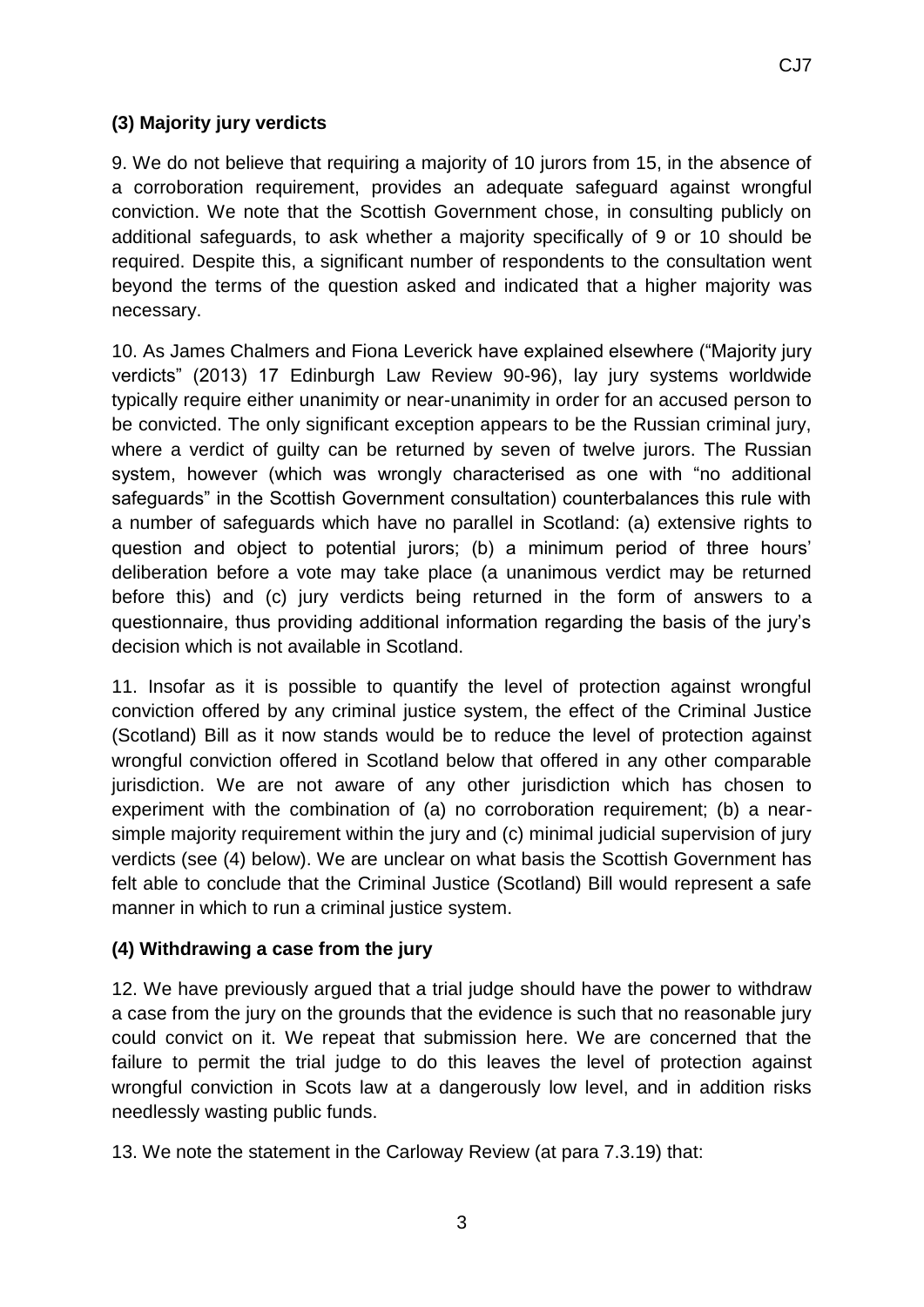### (3) Majority jury verdicts

9. We do not believe that requiring a majority of 10 jurors from 15, in the absence of a corroboration requirement, provides an adequate safeguard against wrongful conviction. We note that the Scottish Government chose, in consulting publicly on additional safeguards, to ask whether a majority specifically of 9 or 10 should be required. Despite this, a significant number of respondents to the consultation went beyond the terms of the question asked and indicated that a higher majority was necessary.

10. As James Chalmers and Fiona Leverick have explained elsewhere ("Majority jury verdicts" (2013) 17 Edinburgh Law Review 90-96), lay jury systems worldwide typically require either unanimity or near-unanimity in order for an accused person to be convicted. The only significant exception appears to be the Russian criminal jury, where a verdict of guilty can be returned by seven of twelve jurors. The Russian system, however (which was wrongly characterised as one with "no additional safeguards" in the Scottish Government consultation) counterbalances this rule with a number of safeguards which have no parallel in Scotland: (a) extensive rights to question and object to potential jurors; (b) a minimum period of three hours' deliberation before a vote may take place (a unanimous verdict may be returned before this) and (c) jury verdicts being returned in the form of answers to a questionnaire, thus providing additional information regarding the basis of the jury's decision which is not available in Scotland.

11. Insofar as it is possible to quantify the level of protection against wrongful conviction offered by any criminal justice system, the effect of the Criminal Justice (Scotland) Bill as it now stands would be to reduce the level of protection against wrongful conviction offered in Scotland below that offered in any other comparable jurisdiction. We are not aware of any other jurisdiction which has chosen to experiment with the combination of (a) no corroboration requirement; (b) a near-simple majority requirement within the jury and (c) minimal judicial supervision of jury verdicts (see (4) below). We are unclear on what basis the Scottish Government has felt able to conclude that the Criminal Justice (Scotland) Bill would represent a safe manner in which to run a criminal justice system.

### (4) Withdrawing a case from the jury

12. We have previously argued that a trial judge should have the power to withdraw a case from the jury on the grounds that the evidence is such that no reasonable jury could convict on it. We repeat that submission here. We are concerned that the failure to permit the trial judge to do this leaves the level of protection against wrongful conviction in Scots law at a dangerously low level, and in addition risks needlessly wasting public funds.

13. We note the statement in the Carloway Review (at para 7.3.19) that: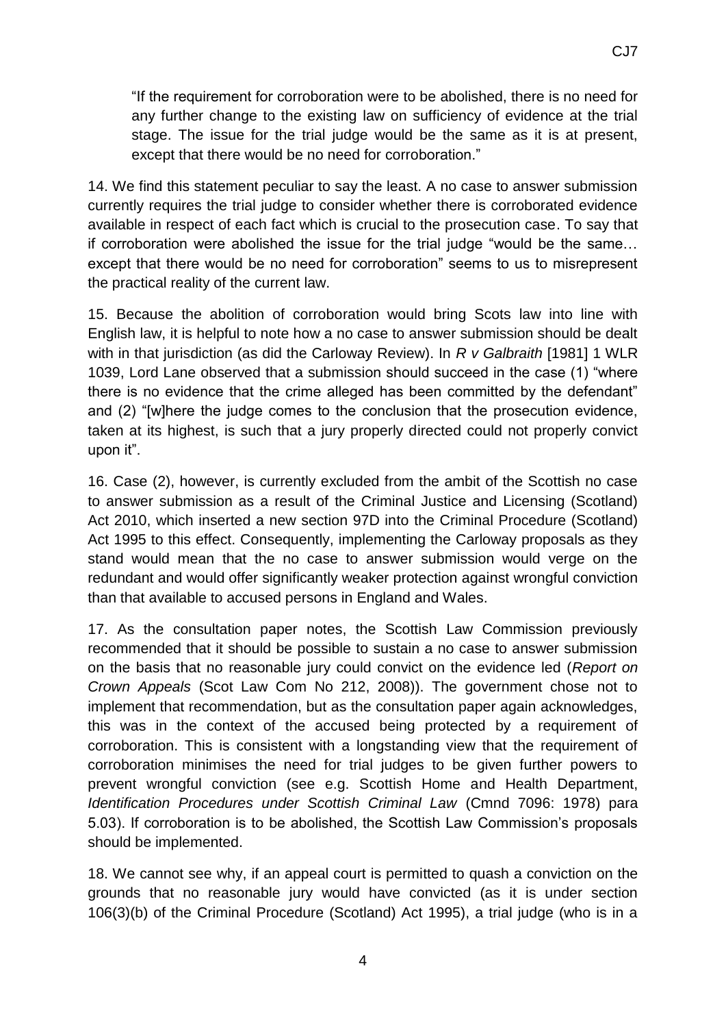> "If the requirement for corroboration were to be abolished, there is no need for any further change to the existing law on sufficiency of evidence at the trial stage. The issue for the trial judge would be the same as it is at present, except that there would be no need for corroboration."

14. We find this statement peculiar to say the least. A no case to answer submission currently requires the trial judge to consider whether there is corroborated evidence available in respect of each fact which is crucial to the prosecution case. To say that if corroboration were abolished the issue for the trial judge "would be the same… except that there would be no need for corroboration" seems to us to misrepresent the practical reality of the current law.

15. Because the abolition of corroboration would bring Scots law into line with English law, it is helpful to note how a no case to answer submission should be dealt with in that jurisdiction (as did the Carloway Review). In *R v Galbraith* [1981] 1 WLR 1039, Lord Lane observed that a submission should succeed in the case (1) "where there is no evidence that the crime alleged has been committed by the defendant" and (2) "[w]here the judge comes to the conclusion that the prosecution evidence, taken at its highest, is such that a jury properly directed could not properly convict upon it".

16. Case (2), however, is currently excluded from the ambit of the Scottish no case to answer submission as a result of the Criminal Justice and Licensing (Scotland) Act 2010, which inserted a new section 97D into the Criminal Procedure (Scotland) Act 1995 to this effect. Consequently, implementing the Carloway proposals as they stand would mean that the no case to answer submission would verge on the redundant and would offer significantly weaker protection against wrongful conviction than that available to accused persons in England and Wales.

17. As the consultation paper notes, the Scottish Law Commission previously recommended that it should be possible to sustain a no case to answer submission on the basis that no reasonable jury could convict on the evidence led (*Report on Crown Appeals* (Scot Law Com No 212, 2008)). The government chose not to implement that recommendation, but as the consultation paper again acknowledges, this was in the context of the accused being protected by a requirement of corroboration. This is consistent with a longstanding view that the requirement of corroboration minimises the need for trial judges to be given further powers to prevent wrongful conviction (see e.g. Scottish Home and Health Department, *Identification Procedures under Scottish Criminal Law* (Cmnd 7096: 1978) para 5.03). If corroboration is to be abolished, the Scottish Law Commission's proposals should be implemented.

18. We cannot see why, if an appeal court is permitted to quash a conviction on the grounds that no reasonable jury would have convicted (as it is under section 106(3)(b) of the Criminal Procedure (Scotland) Act 1995), a trial judge (who is in a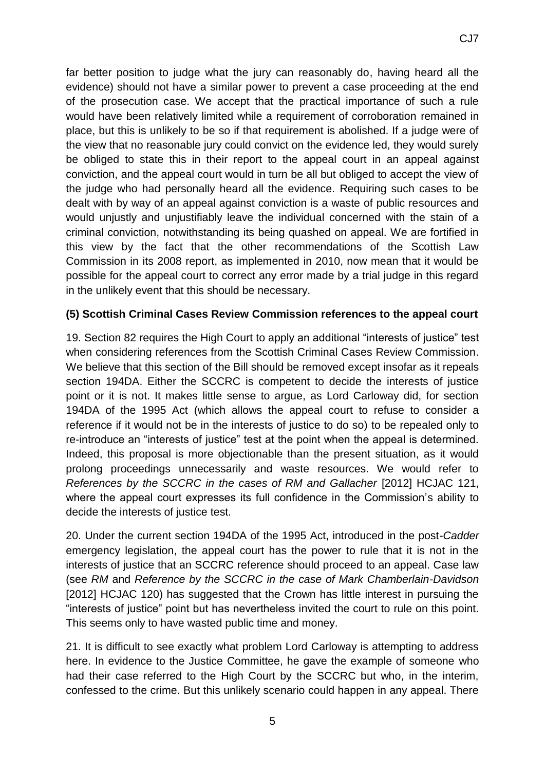far better position to judge what the jury can reasonably do, having heard all the evidence) should not have a similar power to prevent a case proceeding at the end of the prosecution case. We accept that the practical importance of such a rule would have been relatively limited while a requirement of corroboration remained in place, but this is unlikely to be so if that requirement is abolished. If a judge were of the view that no reasonable jury could convict on the evidence led, they would surely be obliged to state this in their report to the appeal court in an appeal against conviction, and the appeal court would in turn be all but obliged to accept the view of the judge who had personally heard all the evidence. Requiring such cases to be dealt with by way of an appeal against conviction is a waste of public resources and would unjustly and unjustifiably leave the individual concerned with the stain of a criminal conviction, notwithstanding its being quashed on appeal. We are fortified in this view by the fact that the other recommendations of the Scottish Law Commission in its 2008 report, as implemented in 2010, now mean that it would be possible for the appeal court to correct any error made by a trial judge in this regard in the unlikely event that this should be necessary.

### (5) Scottish Criminal Cases Review Commission references to the appeal court

19. Section 82 requires the High Court to apply an additional "interests of justice" test when considering references from the Scottish Criminal Cases Review Commission. We believe that this section of the Bill should be removed except insofar as it repeals section 194DA. Either the SCCRC is competent to decide the interests of justice point or it is not. It makes little sense to argue, as Lord Carloway did, for section 194DA of the 1995 Act (which allows the appeal court to refuse to consider a reference if it would not be in the interests of justice to do so) to be repealed only to re-introduce an "interests of justice" test at the point when the appeal is determined. Indeed, this proposal is more objectionable than the present situation, as it would prolong proceedings unnecessarily and waste resources. We would refer to *References by the SCCRC in the cases of RM and Gallacher* [2012] HCJAC 121, where the appeal court expresses its full confidence in the Commission's ability to decide the interests of justice test.

20. Under the current section 194DA of the 1995 Act, introduced in the post-*Cadder* emergency legislation, the appeal court has the power to rule that it is not in the interests of justice that an SCCRC reference should proceed to an appeal. Case law (see *RM* and *Reference by the SCCRC in the case of Mark Chamberlain-Davidson* [2012] HCJAC 120) has suggested that the Crown has little interest in pursuing the "interests of justice" point but has nevertheless invited the court to rule on this point. This seems only to have wasted public time and money.

21. It is difficult to see exactly what problem Lord Carloway is attempting to address here. In evidence to the Justice Committee, he gave the example of someone who had their case referred to the High Court by the SCCRC but who, in the interim, confessed to the crime. But this unlikely scenario could happen in any appeal. There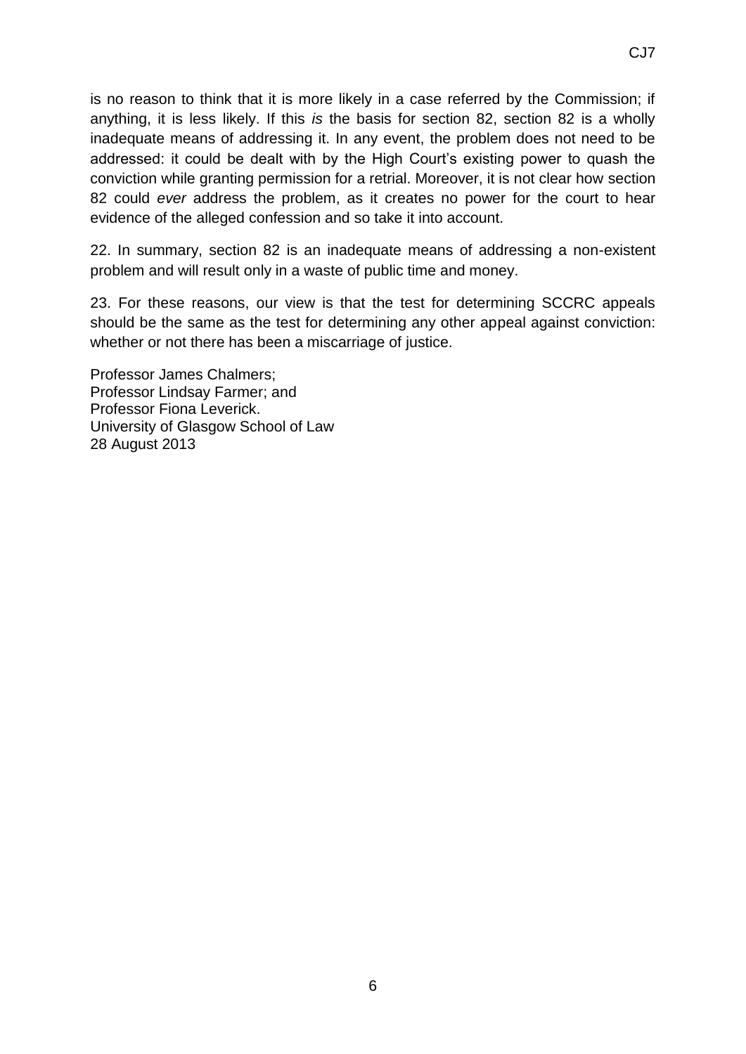is no reason to think that it is more likely in a case referred by the Commission; if anything, it is less likely. If this *is* the basis for section 82, section 82 is a wholly inadequate means of addressing it. In any event, the problem does not need to be addressed: it could be dealt with by the High Court's existing power to quash the conviction while granting permission for a retrial. Moreover, it is not clear how section 82 could *ever* address the problem, as it creates no power for the court to hear evidence of the alleged confession and so take it into account.

22. In summary, section 82 is an inadequate means of addressing a non-existent problem and will result only in a waste of public time and money.

23. For these reasons, our view is that the test for determining SCCRC appeals should be the same as the test for determining any other appeal against conviction: whether or not there has been a miscarriage of justice.

Professor James Chalmers;
Professor Lindsay Farmer; and
Professor Fiona Leverick.
University of Glasgow School of Law
28 August 2013